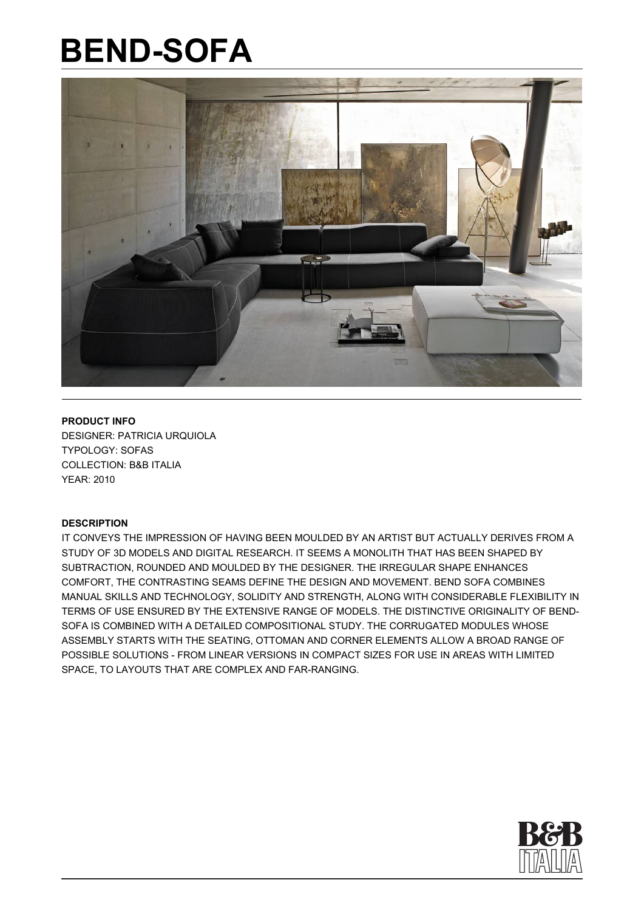# BEND-SOFA

**PRODUCT INFO**

DESIGNER: PATRICIA URQUIOLA
TYPOLOGY: SOFAS
COLLECTION: B&B ITALIA
YEAR: 2010

**DESCRIPTION**

IT CONVEYS THE IMPRESSION OF HAVING BEEN MOULDED BY AN ARTIST BUT ACTUALLY DERIVES FROM A STUDY OF 3D MODELS AND DIGITAL RESEARCH. IT SEEMS A MONOLITH THAT HAS BEEN SHAPED BY SUBTRACTION, ROUNDED AND MOULDED BY THE DESIGNER. THE IRREGULAR SHAPE ENHANCES COMFORT, THE CONTRASTING SEAMS DEFINE THE DESIGN AND MOVEMENT. BEND SOFA COMBINES MANUAL SKILLS AND TECHNOLOGY, SOLIDITY AND STRENGTH, ALONG WITH CONSIDERABLE FLEXIBILITY IN TERMS OF USE ENSURED BY THE EXTENSIVE RANGE OF MODELS. THE DISTINCTIVE ORIGINALITY OF BEND-SOFA IS COMBINED WITH A DETAILED COMPOSITIONAL STUDY. THE CORRUGATED MODULES WHOSE ASSEMBLY STARTS WITH THE SEATING, OTTOMAN AND CORNER ELEMENTS ALLOW A BROAD RANGE OF POSSIBLE SOLUTIONS - FROM LINEAR VERSIONS IN COMPACT SIZES FOR USE IN AREAS WITH LIMITED SPACE, TO LAYOUTS THAT ARE COMPLEX AND FAR-RANGING.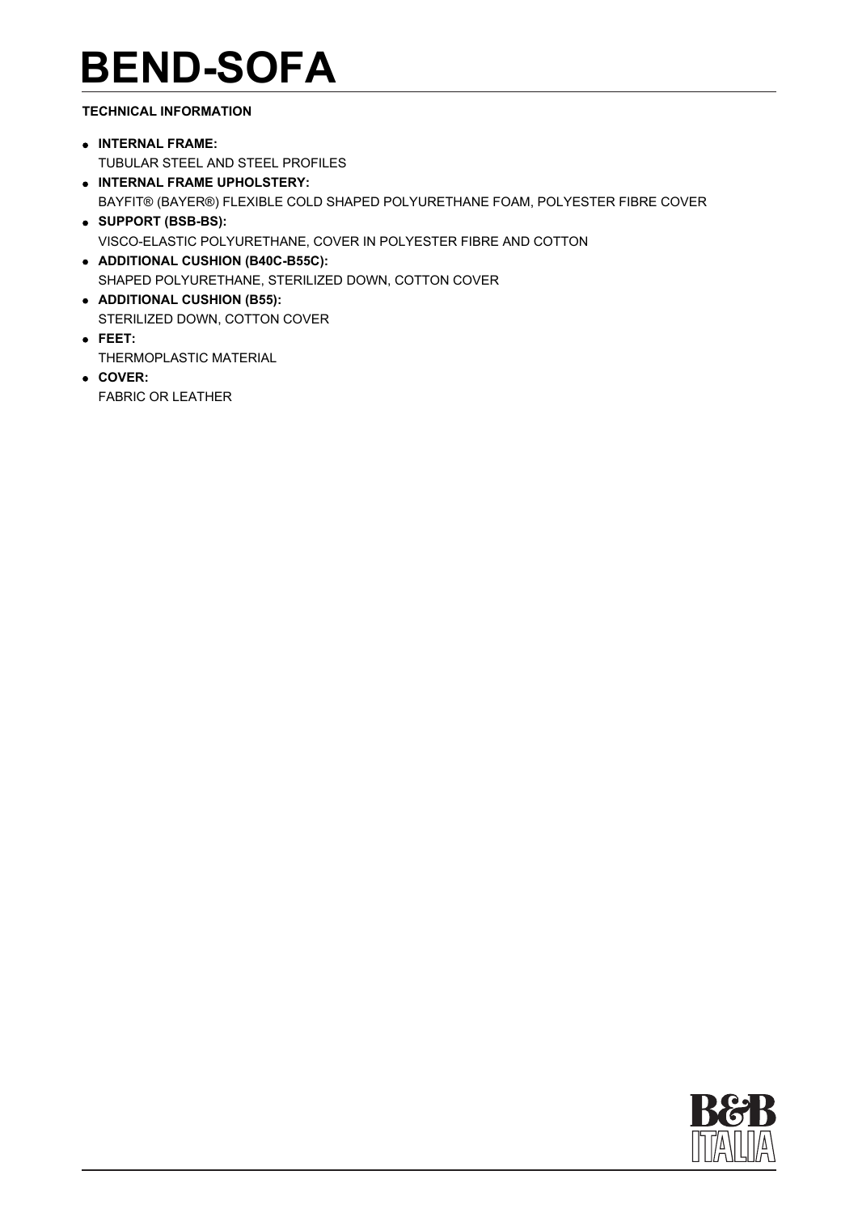# BEND-SOFA

**TECHNICAL INFORMATION**

- **INTERNAL FRAME:**
  TUBULAR STEEL AND STEEL PROFILES
- **INTERNAL FRAME UPHOLSTERY:**
  BAYFIT® (BAYER®) FLEXIBLE COLD SHAPED POLYURETHANE FOAM, POLYESTER FIBRE COVER
- **SUPPORT (BSB-BS):**
  VISCO-ELASTIC POLYURETHANE, COVER IN POLYESTER FIBRE AND COTTON
- **ADDITIONAL CUSHION (B40C-B55C):**
  SHAPED POLYURETHANE, STERILIZED DOWN, COTTON COVER
- **ADDITIONAL CUSHION (B55):**
  STERILIZED DOWN, COTTON COVER
- **FEET:**
  THERMOPLASTIC MATERIAL
- **COVER:**
  FABRIC OR LEATHER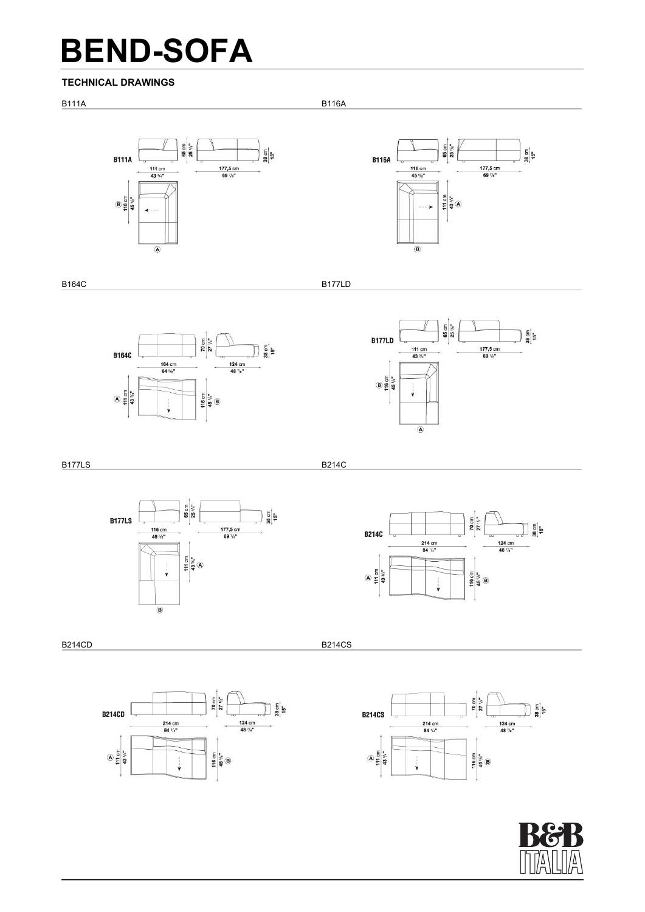# BEND-SOFA

**TECHNICAL DRAWINGS**

### B111A

B111A

65 cm / 25 5/8"

38 cm / 15"

111 cm / 43 3/4"

177,5 cm / 69 7/8"

Ⓑ 116 cm / 45 5/8"

Ⓐ

### B116A

B116A

65 cm / 25 5/8"

38 cm / 15"

116 cm / 45 5/8"

177,5 cm / 69 7/8"

111 cm / 43 3/4" Ⓐ

Ⓑ

### B164C

B164C

70 cm / 27 1/2"

38 cm / 15"

164 cm / 64 5/8"

124 cm / 48 7/8"

Ⓐ 111 cm / 43 3/4"

116 cm / 45 5/8" Ⓑ

### B177LD

B177LD

65 cm / 25 5/8"

38 cm / 15"

111 cm / 43 3/4"

177,5 cm / 69 7/8"

Ⓑ 116 cm / 45 5/8"

Ⓐ

### B177LS

B177LS

65 cm / 25 5/8"

38 cm / 15"

116 cm / 45 5/8"

177,5 cm / 69 7/8"

111 cm / 43 3/4" Ⓐ

Ⓑ

### B214C

B214C

70 cm / 27 1/2"

38 cm / 15"

214 cm / 84 1/4"

124 cm / 48 7/8"

Ⓐ 111 cm / 43 3/4"

116 cm / 45 5/8" Ⓑ

### B214CD

B214CD

70 cm / 27 1/2"

38 cm / 15"

214 cm / 84 1/4"

124 cm / 48 7/8"

Ⓐ 111 cm / 43 3/4"

116 cm / 45 5/8" Ⓑ

### B214CS

B214CS

70 cm / 27 1/2"

38 cm / 15"

214 cm / 84 1/4"

124 cm / 48 7/8"

Ⓐ 111 cm / 43 3/4"

116 cm / 45 1/2" Ⓑ

B&B ITALIA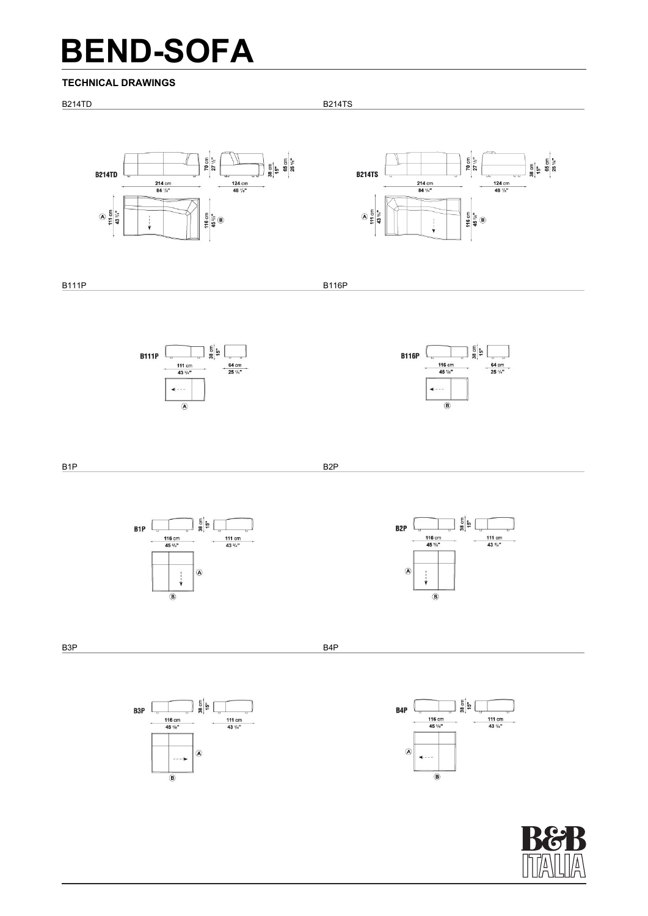# BEND-SOFA

### TECHNICAL DRAWINGS

B214TD

**B214TD**

70 cm / 27 1/2"

214 cm / 84 1/4"

124 cm / 48 7/8"

38 cm / 15"

65 cm / 25 5/8"

A 111 cm / 43 3/4"

116 cm / 45 5/8" B

B214TS

**B214TS**

70 cm / 27 1/2"

214 cm / 84 1/4"

124 cm / 48 7/8"

38 cm / 15"

65 cm / 25 5/8"

A 111 cm / 43 3/4"

116 cm / 45 5/8" B

B111P

**B111P**

38 cm / 15"

111 cm / 43 3/4"

64 cm / 25 1/4"

A

B116P

**B116P**

38 cm / 15"

116 cm / 45 5/8"

64 cm / 25 1/4"

B

B1P

**B1P**

38 cm / 15"

116 cm / 45 5/8"

111 cm / 43 3/4"

A

B

B2P

**B2P**

38 cm / 15"

116 cm / 45 5/8"

111 cm / 43 3/4"

A

B

B3P

**B3P**

38 cm / 15"

116 cm / 45 5/8"

111 cm / 43 3/4"

A

B

B4P

**B4P**

38 cm / 15"

116 cm / 45 5/8"

111 cm / 43 3/4"

A

B

B&B ITALIA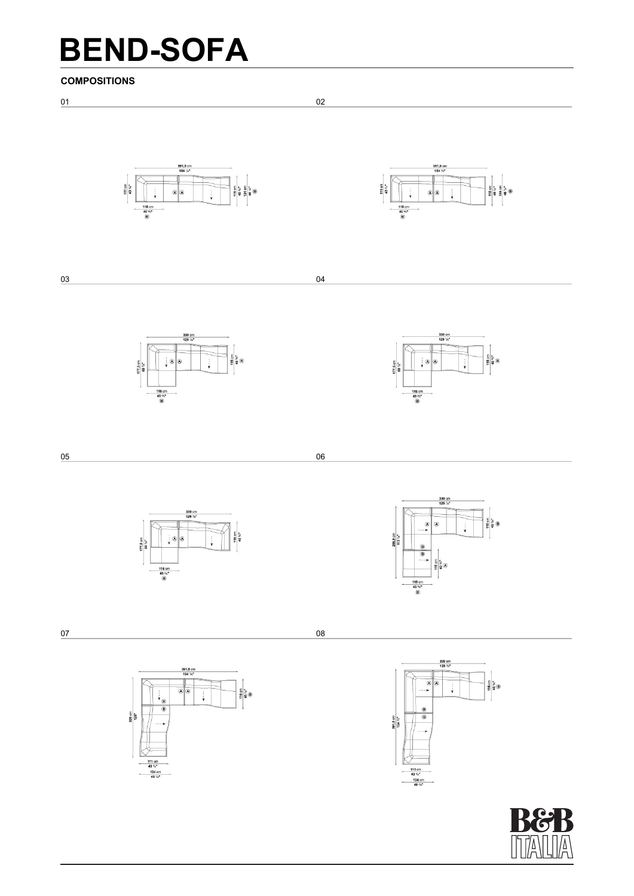# BEND-SOFA

**COMPOSITIONS**

01

391,5 cm
154 ⅛"

111 cm
43 ¾"

116 cm
45 ¾"

124 cm
48 ⅞"

Ⓐ Ⓐ Ⓑ Ⓑ

116 cm
45 ¾"

02

391,5 cm
154 ⅛"

111 cm
43 ¾"

116 cm
45 ¾"

124 cm
48 ⅞"

Ⓐ Ⓐ Ⓑ Ⓑ

116 cm
45 ¾"

03

330 cm
129 ⅞"

177,5 cm
69 ⅞"

116 cm
45 ¾"

Ⓐ Ⓐ Ⓑ Ⓑ

116 cm
45 ¾"

04

330 cm
129 ⅞"

177,5 cm
69 ⅞"

116 cm
45 ¾"

Ⓐ Ⓐ Ⓑ Ⓑ

116 cm
45 ¾"

05

330 cm
129 ⅞"

177,5 cm
69 ⅞"

116 cm
45 ¾"

Ⓐ Ⓐ Ⓑ

116 cm
45 ¾"

06

330 cm
129 ⅞"

288,5 cm
113 ⅝"

116 cm
45 ¾"

111 cm
43 ¾"

Ⓐ Ⓐ Ⓑ Ⓑ Ⓑ Ⓐ

116 cm
45 ¾"

07

391,5 cm
154 ⅛"

325 cm
128"

116 cm
45 ¾"

Ⓐ Ⓐ Ⓑ Ⓑ

111 cm
43 ¾"

124 cm
48 ⅞"

08

330 cm
129 ⅞"

391,5 cm
154 ⅛"

116 cm
45 ¾"

Ⓐ Ⓐ Ⓑ Ⓑ Ⓑ

111 cm
43 ¾"

124 cm
48 ⅞"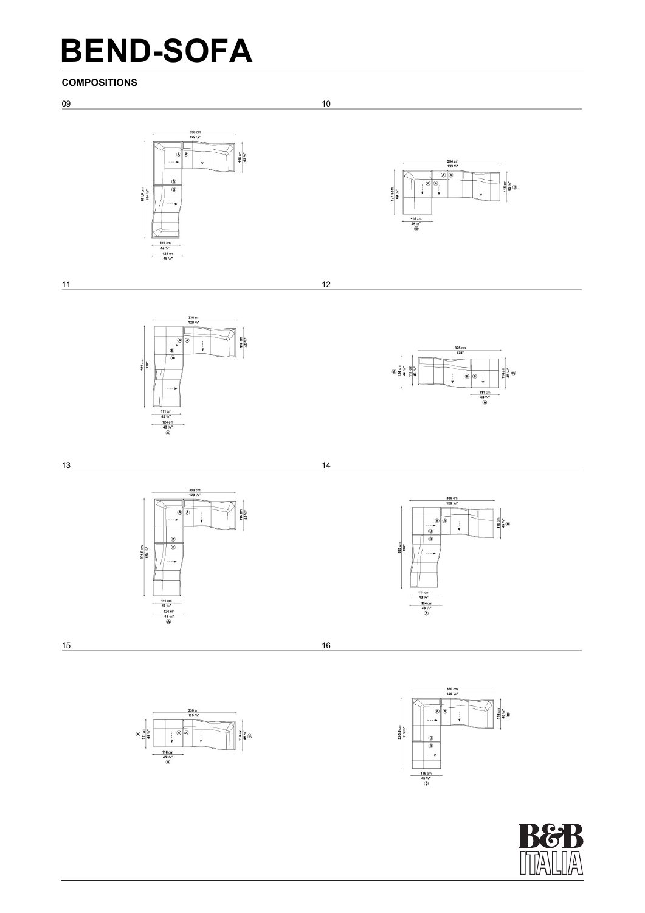# BEND-SOFA

**COMPOSITIONS**

09

330 cm
129 7/8"

116 cm
45 5/8"

391,5 cm
154 1/8"

111 cm
43 3/4"

124 cm
48 7/8"

10

394 cm
155 1/8"

116 cm
45 5/8"

177,5 cm
69 7/8"

116 cm
45 5/8"

11

330 cm
129 7/8"

116 cm
45 5/8"

325 cm
128"

111 cm
43 3/4"

124 cm
48 7/8"

12

325 cm
128"

124 cm
48 7/8"

111 cm
43 3/4"

116 cm
45 5/8"

111 cm
43 3/4"

13

330 cm
129 7/8"

116 cm
45 5/8"

391,5 cm
154 1/8"

111 cm
43 3/4"

124 cm
48 7/8"

14

330 cm
129 7/8"

116 cm
45 5/8"

325 cm
128"

111 cm
43 3/4"

124 cm
48 7/8"

15

330 cm
129 7/8"

111 cm
43 3/4"

116 cm
45 5/8"

116 cm
45 5/8"

16

330 cm
129 7/8"

116 cm
45 5/8"

288,5 cm
113 5/8"

116 cm
45 5/8"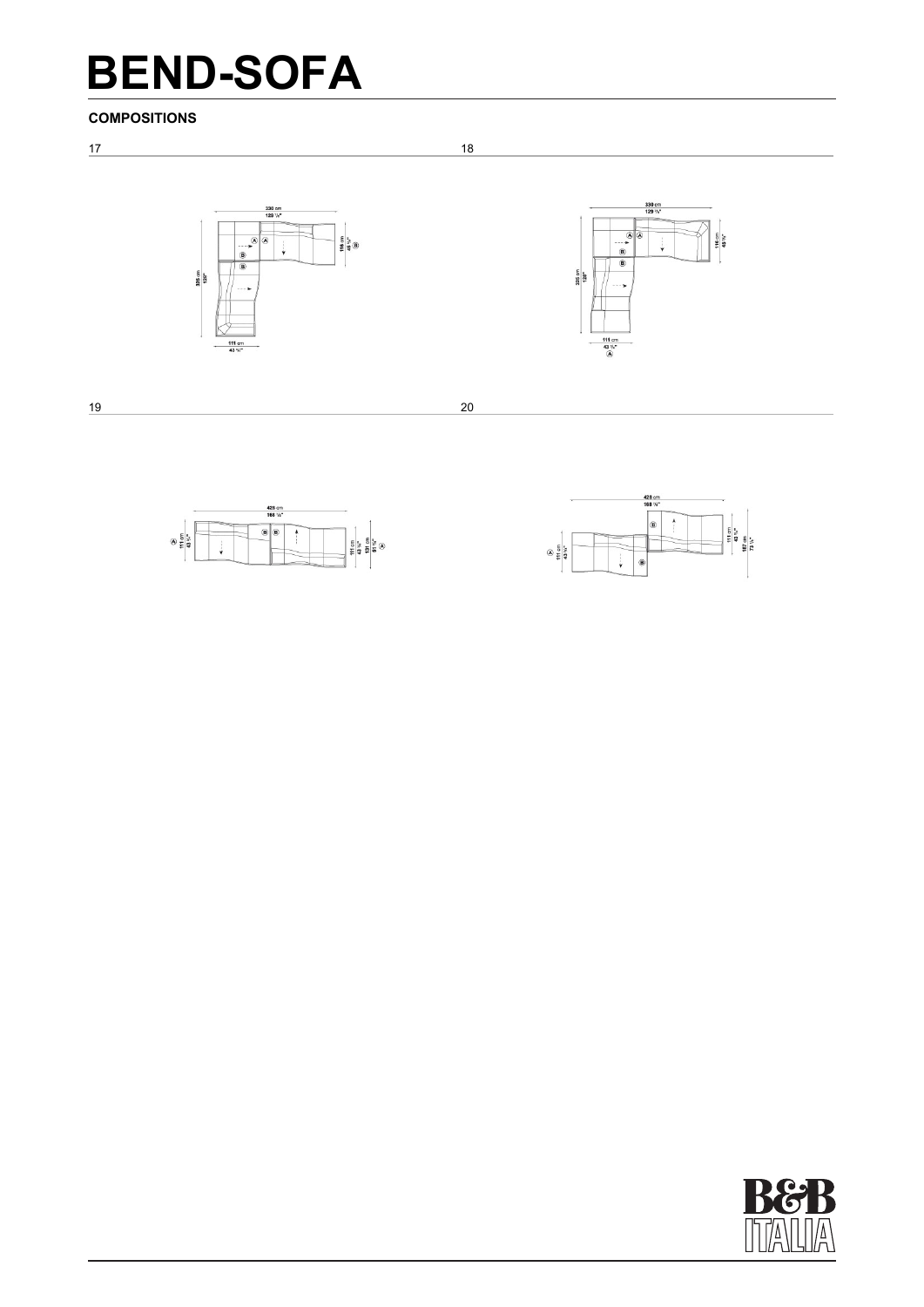# BEND-SOFA

**COMPOSITIONS**

17

330 cm
129 7/8"

116 cm
45 5/8"

Ⓐ Ⓐ

Ⓑ

Ⓑ

Ⓑ

335 cm
132"

111 cm
43 3/4"

18

330 cm
129 7/8"

116 cm
45 5/8"

Ⓐ Ⓐ

Ⓑ

Ⓑ

225 cm
88"

111 cm
43 3/4"

Ⓐ

19

425 cm
166 3/4"

Ⓐ 111 cm
43 3/4"

Ⓑ Ⓑ

111 cm
43 3/4"

131 cm
51 5/8"

Ⓐ

20

425 cm
166 3/4"

Ⓐ 111 cm
43 3/4"

Ⓑ

Ⓑ

111 cm
43 3/4"

187 cm
73 5/8"